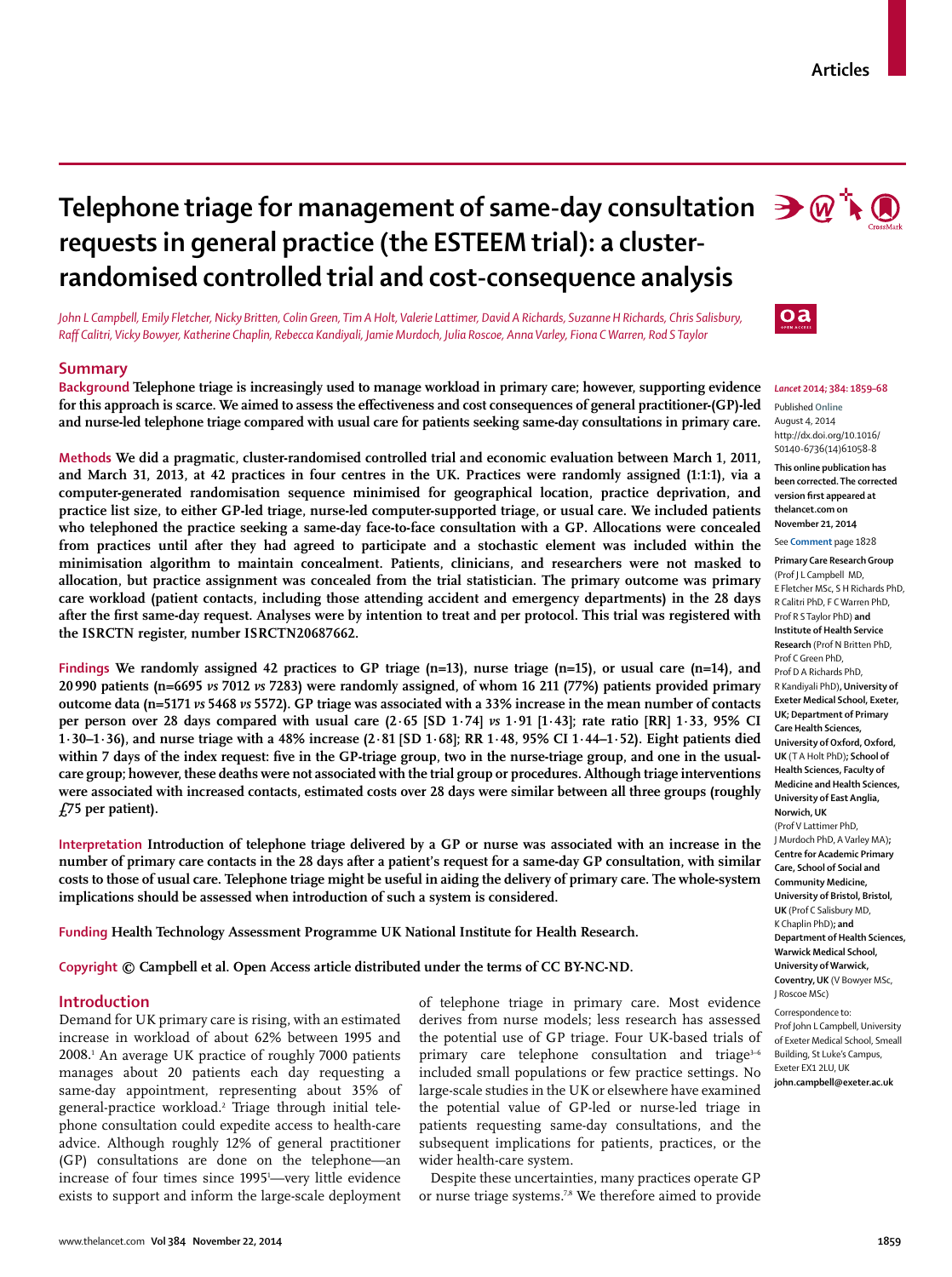# Telephone triage for management of same-day consultation requests in general practice (the ESTEEM trial): a cluster-randomised controlled trial and cost-consequence analysis

*John L Campbell, Emily Fletcher, Nicky Britten, Colin Green, Tim A Holt, Valerie Lattimer, David A Richards, Suzanne H Richards, Chris Salisbury, Raff Calitri, Vicky Bowyer, Katherine Chaplin, Rebecca Kandiyali, Jamie Murdoch, Julia Roscoe, Anna Varley, Fiona C Warren, Rod S Taylor*

## Summary

**Background** Telephone triage is increasingly used to manage workload in primary care; however, supporting evidence for this approach is scarce. We aimed to assess the effectiveness and cost consequences of general practitioner-(GP)-led and nurse-led telephone triage compared with usual care for patients seeking same-day consultations in primary care.

**Methods** We did a pragmatic, cluster-randomised controlled trial and economic evaluation between March 1, 2011, and March 31, 2013, at 42 practices in four centres in the UK. Practices were randomly assigned (1:1:1), via a computer-generated randomisation sequence minimised for geographical location, practice deprivation, and practice list size, to either GP-led triage, nurse-led computer-supported triage, or usual care. We included patients who telephoned the practice seeking a same-day face-to-face consultation with a GP. Allocations were concealed from practices until after they had agreed to participate and a stochastic element was included within the minimisation algorithm to maintain concealment. Patients, clinicians, and researchers were not masked to allocation, but practice assignment was concealed from the trial statistician. The primary outcome was primary care workload (patient contacts, including those attending accident and emergency departments) in the 28 days after the first same-day request. Analyses were by intention to treat and per protocol. This trial was registered with the ISRCTN register, number ISRCTN20687662.

**Findings** We randomly assigned 42 practices to GP triage (n=13), nurse triage (n=15), or usual care (n=14), and 20 990 patients (n=6695 *vs* 7012 *vs* 7283) were randomly assigned, of whom 16 211 (77%) patients provided primary outcome data (n=5171 *vs* 5468 *vs* 5572). GP triage was associated with a 33% increase in the mean number of contacts per person over 28 days compared with usual care (2·65 [SD 1·74] *vs* 1·91 [1·43]; rate ratio [RR] 1·33, 95% CI 1·30–1·36), and nurse triage with a 48% increase (2·81 [SD 1·68]; RR 1·48, 95% CI 1·44–1·52). Eight patients died within 7 days of the index request: five in the GP-triage group, two in the nurse-triage group, and one in the usual-care group; however, these deaths were not associated with the trial group or procedures. Although triage interventions were associated with increased contacts, estimated costs over 28 days were similar between all three groups (roughly £75 per patient).

**Interpretation** Introduction of telephone triage delivered by a GP or nurse was associated with an increase in the number of primary care contacts in the 28 days after a patient's request for a same-day GP consultation, with similar costs to those of usual care. Telephone triage might be useful in aiding the delivery of primary care. The whole-system implications should be assessed when introduction of such a system is considered.

**Funding** Health Technology Assessment Programme UK National Institute for Health Research.

**Copyright** © Campbell et al. Open Access article distributed under the terms of CC BY-NC-ND.

*Lancet* 2014; 384: 1859–68

Published Online August 4, 2014 http://dx.doi.org/10.1016/S0140-6736(14)61058-8

**This online publication has been corrected. The corrected version first appeared at thelancet.com on November 21, 2014**

See **Comment** page 1828

**Primary Care Research Group** (Prof J L Campbell MD, E Fletcher MSc, S H Richards PhD, R Calitri PhD, F C Warren PhD, Prof R S Taylor PhD) **and Institute of Health Service Research** (Prof N Britten PhD, Prof C Green PhD, Prof D A Richards PhD, R Kandiyali PhD), **University of Exeter Medical School, Exeter, UK; Department of Primary Care Health Sciences, University of Oxford, Oxford, UK** (T A Holt PhD)**; School of Health Sciences, Faculty of Medicine and Health Sciences, University of East Anglia, Norwich, UK** (Prof V Lattimer PhD, J Murdoch PhD, A Varley MA)**; Centre for Academic Primary Care, School of Social and Community Medicine, University of Bristol, Bristol, UK** (Prof C Salisbury MD, K Chaplin PhD)**; and Department of Health Sciences, Warwick Medical School, University of Warwick, Coventry, UK** (V Bowyer MSc, J Roscoe MSc)

Correspondence to: Prof John L Campbell, University of Exeter Medical School, Smeall Building, St Luke's Campus, Exeter EX1 2LU, UK **john.campbell@exeter.ac.uk**

## Introduction

Demand for UK primary care is rising, with an estimated increase in workload of about 62% between 1995 and 2008.[1] An average UK practice of roughly 7000 patients manages about 20 patients each day requesting a same-day appointment, representing about 35% of general-practice workload.[2] Triage through initial telephone consultation could expedite access to health-care advice. Although roughly 12% of general practitioner (GP) consultations are done on the telephone—an increase of four times since 1995[1]—very little evidence exists to support and inform the large-scale deployment of telephone triage in primary care. Most evidence derives from nurse models; less research has assessed the potential use of GP triage. Four UK-based trials of primary care telephone consultation and triage[3–6] included small populations or few practice settings. No large-scale studies in the UK or elsewhere have examined the potential value of GP-led or nurse-led triage in patients requesting same-day consultations, and the subsequent implications for patients, practices, or the wider health-care system.

Despite these uncertainties, many practices operate GP or nurse triage systems.[7,8] We therefore aimed to provide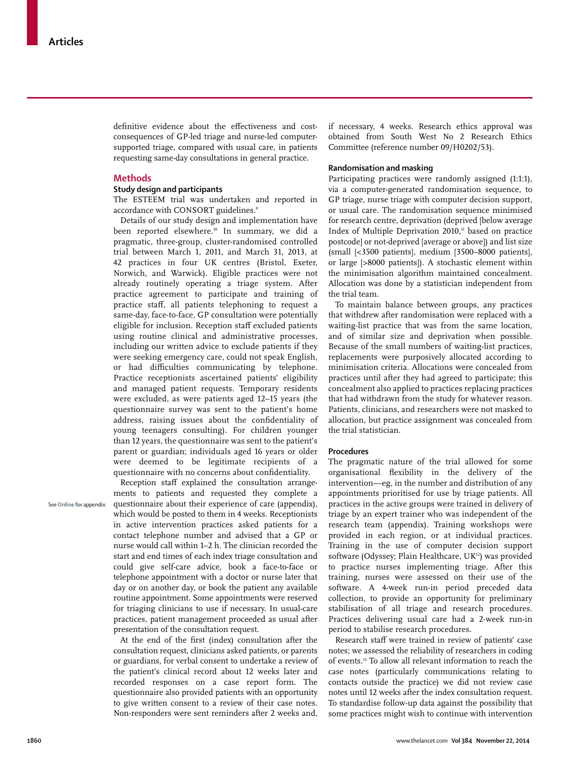definitive evidence about the effectiveness and cost-consequences of GP-led triage and nurse-led computer-supported triage, compared with usual care, in patients requesting same-day consultations in general practice.

## Methods

### Study design and participants

The ESTEEM trial was undertaken and reported in accordance with CONSORT guidelines.[9]

Details of our study design and implementation have been reported elsewhere.[10] In summary, we did a pragmatic, three-group, cluster-randomised controlled trial between March 1, 2011, and March 31, 2013, at 42 practices in four UK centres (Bristol, Exeter, Norwich, and Warwick). Eligible practices were not already routinely operating a triage system. After practice agreement to participate and training of practice staff, all patients telephoning to request a same-day, face-to-face, GP consultation were potentially eligible for inclusion. Reception staff excluded patients using routine clinical and administrative processes, including our written advice to exclude patients if they were seeking emergency care, could not speak English, or had difficulties communicating by telephone. Practice receptionists ascertained patients' eligibility and managed patient requests. Temporary residents were excluded, as were patients aged 12–15 years (the questionnaire survey was sent to the patient's home address, raising issues about the confidentiality of young teenagers consulting). For children younger than 12 years, the questionnaire was sent to the patient's parent or guardian; individuals aged 16 years or older were deemed to be legitimate recipients of a questionnaire with no concerns about confidentiality.

Reception staff explained the consultation arrangements to patients and requested they complete a questionnaire about their experience of care (appendix), which would be posted to them in 4 weeks. Receptionists in active intervention practices asked patients for a contact telephone number and advised that a GP or nurse would call within 1–2 h. The clinician recorded the start and end times of each index triage consultation and could give self-care advice, book a face-to-face or telephone appointment with a doctor or nurse later that day or on another day, or book the patient any available routine appointment. Some appointments were reserved for triaging clinicians to use if necessary. In usual-care practices, patient management proceeded as usual after presentation of the consultation request.

See Online for appendix

At the end of the first (index) consultation after the consultation request, clinicians asked patients, or parents or guardians, for verbal consent to undertake a review of the patient's clinical record about 12 weeks later and recorded responses on a case report form. The questionnaire also provided patients with an opportunity to give written consent to a review of their case notes. Non-responders were sent reminders after 2 weeks and, if necessary, 4 weeks. Research ethics approval was obtained from South West No 2 Research Ethics Committee (reference number 09/H0202/53).

### Randomisation and masking

Participating practices were randomly assigned (1:1:1), via a computer-generated randomisation sequence, to GP triage, nurse triage with computer decision support, or usual care. The randomisation sequence minimised for research centre, deprivation (deprived [below average Index of Multiple Deprivation 2010,[11] based on practice postcode] or not-deprived [average or above]) and list size (small [<3500 patients], medium [3500–8000 patients], or large [>8000 patients]). A stochastic element within the minimisation algorithm maintained concealment. Allocation was done by a statistician independent from the trial team.

To maintain balance between groups, any practices that withdrew after randomisation were replaced with a waiting-list practice that was from the same location, and of similar size and deprivation when possible. Because of the small numbers of waiting-list practices, replacements were purposively allocated according to minimisation criteria. Allocations were concealed from practices until after they had agreed to participate; this concealment also applied to practices replacing practices that had withdrawn from the study for whatever reason. Patients, clinicians, and researchers were not masked to allocation, but practice assignment was concealed from the trial statistician.

### Procedures

The pragmatic nature of the trial allowed for some organisational flexibility in the delivery of the intervention—eg, in the number and distribution of any appointments prioritised for use by triage patients. All practices in the active groups were trained in delivery of triage by an expert trainer who was independent of the research team (appendix). Training workshops were provided in each region, or at individual practices. Training in the use of computer decision support software (Odyssey; Plain Healthcare, UK[12]) was provided to practice nurses implementing triage. After this training, nurses were assessed on their use of the software. A 4-week run-in period preceded data collection, to provide an opportunity for preliminary stabilisation of all triage and research procedures. Practices delivering usual care had a 2-week run-in period to stabilise research procedures.

Research staff were trained in review of patients' case notes; we assessed the reliability of researchers in coding of events.[13] To allow all relevant information to reach the case notes (particularly communications relating to contacts outside the practice) we did not review case notes until 12 weeks after the index consultation request. To standardise follow-up data against the possibility that some practices might wish to continue with intervention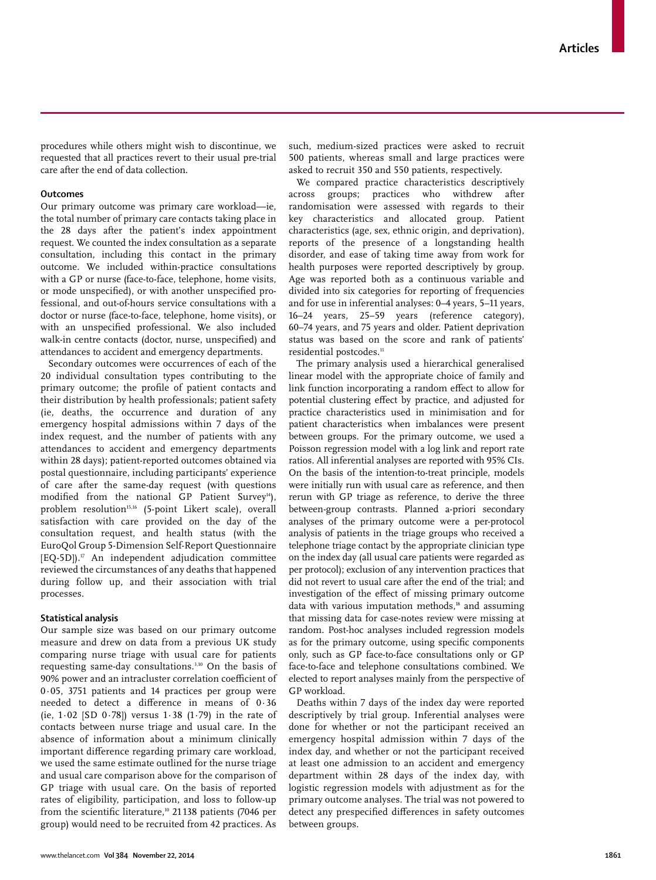procedures while others might wish to discontinue, we requested that all practices revert to their usual pre-trial care after the end of data collection.

### Outcomes

Our primary outcome was primary care workload—ie, the total number of primary care contacts taking place in the 28 days after the patient's index appointment request. We counted the index consultation as a separate consultation, including this contact in the primary outcome. We included within-practice consultations with a GP or nurse (face-to-face, telephone, home visits, or mode unspecified), or with another unspecified professional, and out-of-hours service consultations with a doctor or nurse (face-to-face, telephone, home visits), or with an unspecified professional. We also included walk-in centre contacts (doctor, nurse, unspecified) and attendances to accident and emergency departments.

Secondary outcomes were occurrences of each of the 20 individual consultation types contributing to the primary outcome; the profile of patient contacts and their distribution by health professionals; patient safety (ie, deaths, the occurrence and duration of any emergency hospital admissions within 7 days of the index request, and the number of patients with any attendances to accident and emergency departments within 28 days); patient-reported outcomes obtained via postal questionnaire, including participants' experience of care after the same-day request (with questions modified from the national GP Patient Survey[14]), problem resolution[15,16] (5-point Likert scale), overall satisfaction with care provided on the day of the consultation request, and health status (with the EuroQol Group 5-Dimension Self-Report Questionnaire [EQ-5D]).[17] An independent adjudication committee reviewed the circumstances of any deaths that happened during follow up, and their association with trial processes.

### Statistical analysis

Our sample size was based on our primary outcome measure and drew on data from a previous UK study comparing nurse triage with usual care for patients requesting same-day consultations.[3,10] On the basis of 90% power and an intracluster correlation coefficient of 0·05, 3751 patients and 14 practices per group were needed to detect a difference in means of 0·36 (ie, 1·02 [SD 0·78]) versus 1·38 (1·79) in the rate of contacts between nurse triage and usual care. In the absence of information about a minimum clinically important difference regarding primary care workload, we used the same estimate outlined for the nurse triage and usual care comparison above for the comparison of GP triage with usual care. On the basis of reported rates of eligibility, participation, and loss to follow-up from the scientific literature,[10] 21 138 patients (7046 per group) would need to be recruited from 42 practices. As such, medium-sized practices were asked to recruit 500 patients, whereas small and large practices were asked to recruit 350 and 550 patients, respectively.

We compared practice characteristics descriptively across groups; practices who withdrew after randomisation were assessed with regards to their key characteristics and allocated group. Patient characteristics (age, sex, ethnic origin, and deprivation), reports of the presence of a longstanding health disorder, and ease of taking time away from work for health purposes were reported descriptively by group. Age was reported both as a continuous variable and divided into six categories for reporting of frequencies and for use in inferential analyses: 0–4 years, 5–11 years, 16–24 years, 25–59 years (reference category), 60–74 years, and 75 years and older. Patient deprivation status was based on the score and rank of patients' residential postcodes.[11]

The primary analysis used a hierarchical generalised linear model with the appropriate choice of family and link function incorporating a random effect to allow for potential clustering effect by practice, and adjusted for practice characteristics used in minimisation and for patient characteristics when imbalances were present between groups. For the primary outcome, we used a Poisson regression model with a log link and report rate ratios. All inferential analyses are reported with 95% CIs. On the basis of the intention-to-treat principle, models were initially run with usual care as reference, and then rerun with GP triage as reference, to derive the three between-group contrasts. Planned a-priori secondary analyses of the primary outcome were a per-protocol analysis of patients in the triage groups who received a telephone triage contact by the appropriate clinician type on the index day (all usual care patients were regarded as per protocol); exclusion of any intervention practices that did not revert to usual care after the end of the trial; and investigation of the effect of missing primary outcome data with various imputation methods,[18] and assuming that missing data for case-notes review were missing at random. Post-hoc analyses included regression models as for the primary outcome, using specific components only, such as GP face-to-face consultations only or GP face-to-face and telephone consultations combined. We elected to report analyses mainly from the perspective of GP workload.

Deaths within 7 days of the index day were reported descriptively by trial group. Inferential analyses were done for whether or not the participant received an emergency hospital admission within 7 days of the index day, and whether or not the participant received at least one admission to an accident and emergency department within 28 days of the index day, with logistic regression models with adjustment as for the primary outcome analyses. The trial was not powered to detect any prespecified differences in safety outcomes between groups.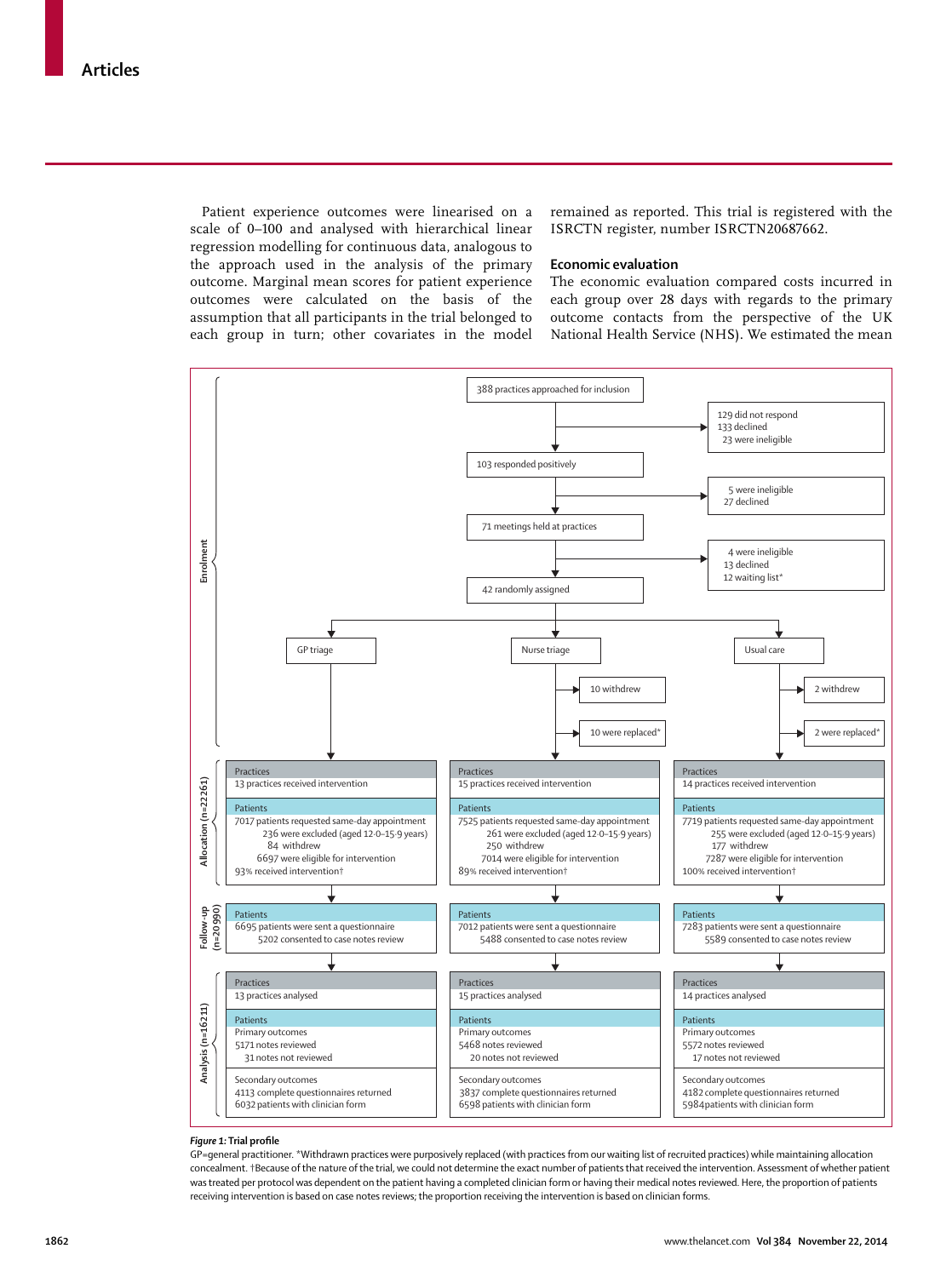Patient experience outcomes were linearised on a scale of 0–100 and analysed with hierarchical linear regression modelling for continuous data, analogous to the approach used in the analysis of the primary outcome. Marginal mean scores for patient experience outcomes were calculated on the basis of the assumption that all participants in the trial belonged to each group in turn; other covariates in the model remained as reported. This trial is registered with the ISRCTN register, number ISRCTN20687662.

## Economic evaluation

The economic evaluation compared costs incurred in each group over 28 days with regards to the primary outcome contacts from the perspective of the UK National Health Service (NHS). We estimated the mean

**Enrolment**

- 388 practices approached for inclusion
  - 129 did not respond
  - 133 declined
  - 23 were ineligible
- 103 responded positively
  - 5 were ineligible
  - 27 declined
- 71 meetings held at practices
  - 4 were ineligible
  - 13 declined
  - 12 waiting list*
- 42 randomly assigned
  - GP triage
  - Nurse triage
    - 10 withdrew
    - 10 were replaced*
  - Usual care
    - 2 withdrew
    - 2 were replaced*

**Allocation (n=22261)**

| | GP triage | Nurse triage | Usual care |
|---|---|---|---|
| Practices | 13 practices received intervention | 15 practices received intervention | 14 practices received intervention |
| Patients | 7017 patients requested same-day appointment; 236 were excluded (aged 12·0–15·9 years); 84 withdrew; 6697 were eligible for intervention; 93% received intervention† | 7525 patients requested same-day appointment; 261 were excluded (aged 12·0–15·9 years); 250 withdrew; 7014 were eligible for intervention; 89% received intervention† | 7719 patients requested same-day appointment; 255 were excluded (aged 12·0–15·9 years); 177 withdrew; 7287 were eligible for intervention; 100% received intervention† |

**Follow-up (n=20990)**

| | GP triage | Nurse triage | Usual care |
|---|---|---|---|
| Patients | 6695 patients were sent a questionnaire; 5202 consented to case notes review | 7012 patients were sent a questionnaire; 5488 consented to case notes review | 7283 patients were sent a questionnaire; 5589 consented to case notes review |

**Analysis (n=16211)**

| | GP triage | Nurse triage | Usual care |
|---|---|---|---|
| Practices | 13 practices analysed | 15 practices analysed | 14 practices analysed |
| Patients: Primary outcomes | 5171 notes reviewed; 31 notes not reviewed | 5468 notes reviewed; 20 notes not reviewed | 5572 notes reviewed; 17 notes not reviewed |
| Secondary outcomes | 4113 complete questionnaires returned; 6032 patients with clinician form | 3837 complete questionnaires returned; 6598 patients with clinician form | 4182 complete questionnaires returned; 5984 patients with clinician form |

*Figure 1:* **Trial profile**

GP=general practitioner. *Withdrawn practices were purposively replaced (with practices from our waiting list of recruited practices) while maintaining allocation concealment. †Because of the nature of the trial, we could not determine the exact number of patients that received the intervention. Assessment of whether patient was treated per protocol was dependent on the patient having a completed clinician form or having their medical notes reviewed. Here, the proportion of patients receiving intervention is based on case notes reviews; the proportion receiving the intervention is based on clinician forms.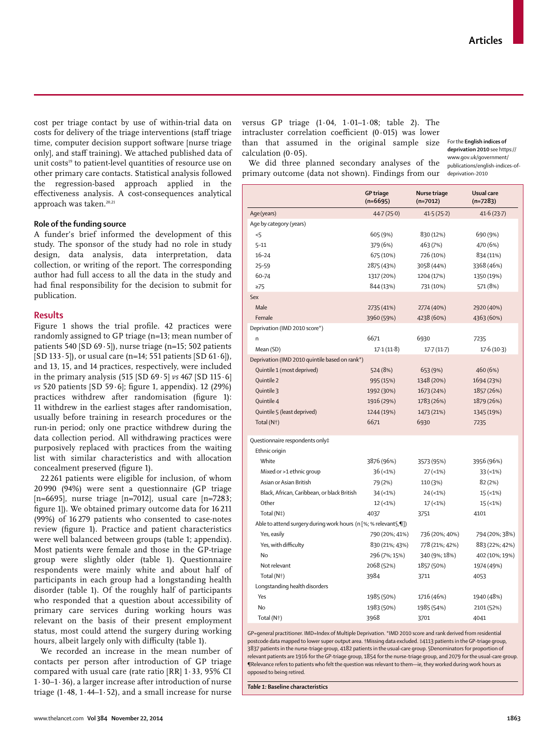cost per triage contact by use of within-trial data on costs for delivery of the triage interventions (staff triage time, computer decision support software [nurse triage only], and staff training). We attached published data of unit costs[19] to patient-level quantities of resource use on other primary care contacts. Statistical analysis followed the regression-based approach applied in the effectiveness analysis. A cost-consequences analytical approach was taken.[20,21]

### Role of the funding source

A funder's brief informed the development of this study. The sponsor of the study had no role in study design, data analysis, data interpretation, data collection, or writing of the report. The corresponding author had full access to all the data in the study and had final responsibility for the decision to submit for publication.

## Results

Figure 1 shows the trial profile. 42 practices were randomly assigned to GP triage (n=13; mean number of patients 540 [SD 69·5]), nurse triage (n=15; 502 patients [SD 133·5]), or usual care (n=14; 551 patients [SD 61·6]), and 13, 15, and 14 practices, respectively, were included in the primary analysis (515 [SD 69·5] *vs* 467 [SD 115·6] *vs* 520 patients [SD 59·6]; figure 1, appendix). 12 (29%) practices withdrew after randomisation (figure 1): 11 withdrew in the earliest stages after randomisation, usually before training in research procedures or the run-in period; only one practice withdrew during the data collection period. All withdrawing practices were purposively replaced with practices from the waiting list with similar characteristics and with allocation concealment preserved (figure 1).

22 261 patients were eligible for inclusion, of whom 20 990 (94%) were sent a questionnaire (GP triage [n=6695], nurse triage [n=7012], usual care [n=7283; figure 1]). We obtained primary outcome data for 16 211 (99%) of 16 279 patients who consented to case-notes review (figure 1). Practice and patient characteristics were well balanced between groups (table 1; appendix). Most patients were female and those in the GP-triage group were slightly older (table 1). Questionnaire respondents were mainly white and about half of participants in each group had a longstanding health disorder (table 1). Of the roughly half of participants who responded that a question about accessibility of primary care services during working hours was relevant on the basis of their present employment status, most could attend the surgery during working hours, albeit largely only with difficulty (table 1).

We recorded an increase in the mean number of contacts per person after introduction of GP triage compared with usual care (rate ratio [RR] 1·33, 95% CI 1·30–1·36), a larger increase after introduction of nurse triage (1·48, 1·44–1·52), and a small increase for nurse versus GP triage (1·04, 1·01–1·08; table 2). The intracluster correlation coefficient (0·015) was lower than that assumed in the original sample size calculation (0·05).

We did three planned secondary analyses of the primary outcome (data not shown). Findings from our

For the **English indices of deprivation 2010** see https://www.gov.uk/government/publications/english-indices-of-deprivation-2010

| | GP triage (n=6695) | Nurse triage (n=7012) | Usual care (n=7283) |
|---|---|---|---|
| Age (years) | 44·7 (25·0) | 41·5 (25·2) | 41·6 (23·7) |
| Age by category (years) | | | |
| <5 | 605 (9%) | 830 (12%) | 690 (9%) |
| 5–11 | 379 (6%) | 463 (7%) | 470 (6%) |
| 16–24 | 675 (10%) | 726 (10%) | 834 (11%) |
| 25–59 | 2875 (43%) | 3058 (44%) | 3368 (46%) |
| 60–74 | 1317 (20%) | 1204 (17%) | 1350 (19%) |
| ≥75 | 844 (13%) | 731 (10%) | 571 (8%) |
| Sex | | | |
| Male | 2735 (41%) | 2774 (40%) | 2920 (40%) |
| Female | 3960 (59%) | 4238 (60%) | 4363 (60%) |
| Deprivation (IMD 2010 score*) | | | |
| n | 6671 | 6930 | 7235 |
| Mean (SD) | 17·1 (11·8) | 17·7 (11·7) | 17·6 (10·3) |
| Deprivation (IMD 2010 quintile based on rank*) | | | |
| Quintile 1 (most deprived) | 524 (8%) | 653 (9%) | 460 (6%) |
| Quintile 2 | 995 (15%) | 1348 (20%) | 1694 (23%) |
| Quintile 3 | 1992 (30%) | 1673 (24%) | 1857 (26%) |
| Quintile 4 | 1916 (29%) | 1783 (26%) | 1879 (26%) |
| Quintile 5 (least deprived) | 1244 (19%) | 1473 (21%) | 1345 (19%) |
| Total (N†) | 6671 | 6930 | 7235 |
| Questionnaire respondents only‡ | | | |
| Ethnic origin | | | |
| White | 3876 (96%) | 3573 (95%) | 3956 (96%) |
| Mixed or >1 ethnic group | 36 (<1%) | 27 (<1%) | 33 (<1%) |
| Asian or Asian British | 79 (2%) | 110 (3%) | 82 (2%) |
| Black, African, Caribbean, or black British | 34 (<1%) | 24 (<1%) | 15 (<1%) |
| Other | 12 (<1%) | 17 (<1%) | 15 (<1%) |
| Total (N‡) | 4037 | 3751 | 4101 |
| Able to attend surgery during work hours (n [%; % relevant§,¶]) | | | |
| Yes, easily | 790 (20%; 41%) | 736 (20%; 40%) | 794 (20%; 38%) |
| Yes, with difficulty | 830 (21%; 43%) | 778 (21%; 42%) | 883 (22%; 42%) |
| No | 296 (7%; 15%) | 340 (9%; 18%) | 402 (10%; 19%) |
| Not relevant | 2068 (52%) | 1857 (50%) | 1974 (49%) |
| Total (N†) | 3984 | 3711 | 4053 |
| Longstanding health disorders | | | |
| Yes | 1985 (50%) | 1716 (46%) | 1940 (48%) |
| No | 1983 (50%) | 1985 (54%) | 2101 (52%) |
| Total (N†) | 3968 | 3701 | 4041 |

GP=general practitioner. IMD=Index of Multiple Deprivation. *IMD 2010 score and rank derived from residential postcode data mapped to lower super output area. †Missing data excluded. ‡4113 patients in the GP-triage group, 3837 patients in the nurse-triage group, 4182 patients in the usual-care group. §Denominators for proportion of relevant patients are 1916 for the GP-triage group, 1854 for the nurse-triage group, and 2079 for the usual-care group. ¶Relevance refers to patients who felt the question was relevant to them—ie, they worked during work hours as opposed to being retired.

*Table 1:* **Baseline characteristics**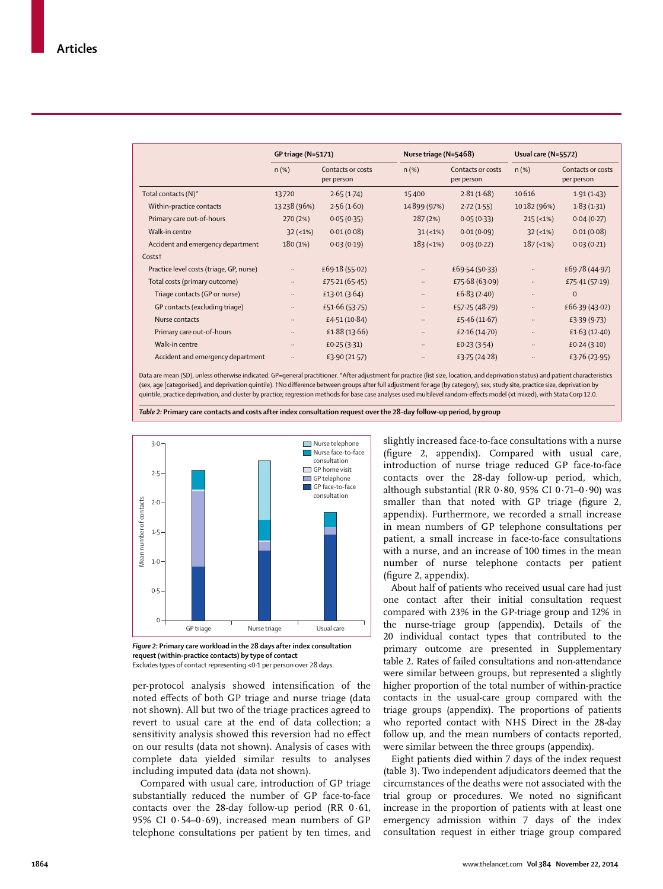| | GP triage (N=5171) | | Nurse triage (N=5468) | | Usual care (N=5572) | |
|---|---|---|---|---|---|---|
| | n (%) | Contacts or costs per person | n (%) | Contacts or costs per person | n (%) | Contacts or costs per person |
| Total contacts (N)* | 13720 | 2·65 (1·74) | 15400 | 2·81 (1·68) | 10616 | 1·91 (1·43) |
| Within-practice contacts | 13238 (96%) | 2·56 (1·60) | 14899 (97%) | 2·72 (1·55) | 10182 (96%) | 1·83 (1·31) |
| Primary care out-of-hours | 270 (2%) | 0·05 (0·35) | 287 (2%) | 0·05 (0·33) | 215 (<1%) | 0·04 (0·27) |
| Walk-in centre | 32 (<1%) | 0·01 (0·08) | 31 (<1%) | 0·01 (0·09) | 32 (<1%) | 0·01 (0·08) |
| Accident and emergency department | 180 (1%) | 0·03 (0·19) | 183 (<1%) | 0·03 (0·22) | 187 (<1%) | 0·03 (0·21) |
| Costs† | | | | | | |
| Practice level costs (triage, GP, nurse) | .. | £69·18 (55·02) | .. | £69·54 (50·33) | .. | £69·78 (44·97) |
| Total costs (primary outcome) | .. | £75·21 (65·45) | .. | £75·68 (63·09) | .. | £75·41 (57·19) |
| Triage contacts (GP or nurse) | .. | £13·01 (3·64) | .. | £6·83 (2·40) | .. | 0 |
| GP contacts (excluding triage) | .. | £51·66 (53·75) | .. | £57·25 (48·79) | .. | £66·39 (43·02) |
| Nurse contacts | .. | £4·51 (10·84) | .. | £5·46 (11·67) | .. | £3·39 (9·73) |
| Primary care out-of-hours | .. | £1·88 (13·66) | .. | £2·16 (14·70) | .. | £1·63 (12·40) |
| Walk-in centre | .. | £0·25 (3·31) | .. | £0·23 (3·54) | .. | £0·24 (3·10) |
| Accident and emergency department | .. | £3·90 (21·57) | .. | £3·75 (24·28) | .. | £3·76 (23·95) |

Data are mean (SD), unless otherwise indicated. GP=general practitioner. *After adjustment for practice (list size, location, and deprivation status) and patient characteristics (sex, age [categorised], and deprivation quintile). †No difference between groups after full adjustment for age (by category), sex, study site, practice size, deprivation by quintile, practice deprivation, and cluster by practice; regression methods for base case analyses used multilevel random-effects model (xt mixed), with Stata Corp 12.0.

***Table 2:* Primary care contacts and costs after index consultation request over the 28-day follow-up period, by group**

***Figure 2:* Primary care workload in the 28 days after index consultation request (within-practice contacts) by type of contact**
Excludes types of contact representing <0·1 per person over 28 days.

per-protocol analysis showed intensification of the noted effects of both GP triage and nurse triage (data not shown). All but two of the triage practices agreed to revert to usual care at the end of data collection; a sensitivity analysis showed this reversion had no effect on our results (data not shown). Analysis of cases with complete data yielded similar results to analyses including imputed data (data not shown).

Compared with usual care, introduction of GP triage substantially reduced the number of GP face-to-face contacts over the 28-day follow-up period (RR 0·61, 95% CI 0·54–0·69), increased mean numbers of GP telephone consultations per patient by ten times, and slightly increased face-to-face consultations with a nurse (figure 2, appendix). Compared with usual care, introduction of nurse triage reduced GP face-to-face contacts over the 28-day follow-up period, which, although substantial (RR 0·80, 95% CI 0·71–0·90) was smaller than that noted with GP triage (figure 2, appendix). Furthermore, we recorded a small increase in mean numbers of GP telephone consultations per patient, a small increase in face-to-face consultations with a nurse, and an increase of 100 times in the mean number of nurse telephone contacts per patient (figure 2, appendix).

About half of patients who received usual care had just one contact after their initial consultation request compared with 23% in the GP-triage group and 12% in the nurse-triage group (appendix). Details of the 20 individual contact types that contributed to the primary outcome are presented in Supplementary table 2. Rates of failed consultations and non-attendance were similar between groups, but represented a slightly higher proportion of the total number of within-practice contacts in the usual-care group compared with the triage groups (appendix). The proportions of patients who reported contact with NHS Direct in the 28-day follow up, and the mean numbers of contacts reported, were similar between the three groups (appendix).

Eight patients died within 7 days of the index request (table 3). Two independent adjudicators deemed that the circumstances of the deaths were not associated with the trial group or procedures. We noted no significant increase in the proportion of patients with at least one emergency admission within 7 days of the index consultation request in either triage group compared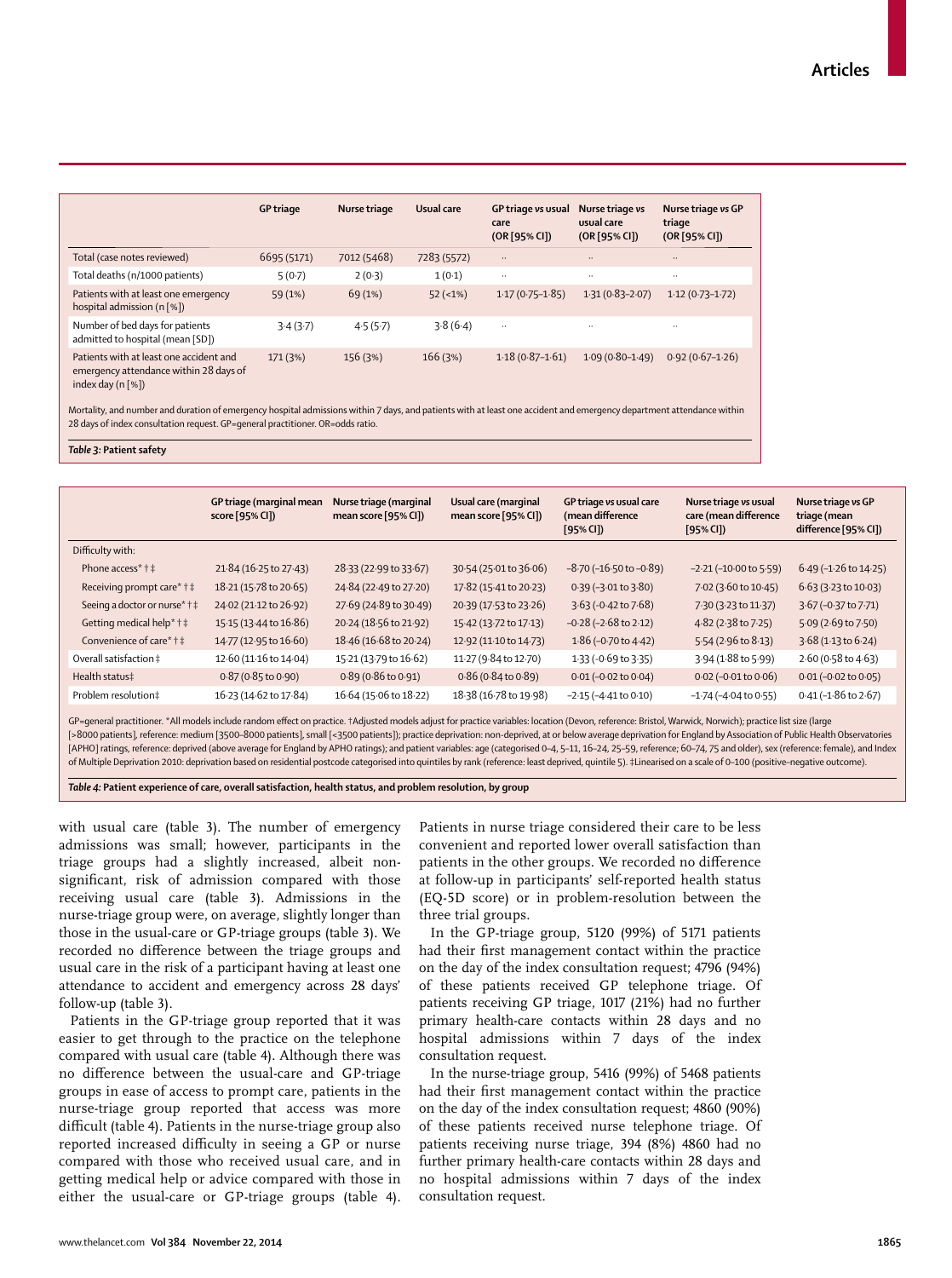| | GP triage | Nurse triage | Usual care | GP triage vs usual care (OR [95% CI]) | Nurse triage vs usual care (OR [95% CI]) | Nurse triage vs GP triage (OR [95% CI]) |
|---|---|---|---|---|---|---|
| Total (case notes reviewed) | 6695 (5171) | 7012 (5468) | 7283 (5572) | .. | .. | .. |
| Total deaths (n/1000 patients) | 5 (0·7) | 2 (0·3) | 1 (0·1) | .. | .. | .. |
| Patients with at least one emergency hospital admission (n [%]) | 59 (1%) | 69 (1%) | 52 (<1%) | 1·17 (0·75–1·85) | 1·31 (0·83–2·07) | 1·12 (0·73–1·72) |
| Number of bed days for patients admitted to hospital (mean [SD]) | 3·4 (3·7) | 4·5 (5·7) | 3·8 (6·4) | .. | .. | .. |
| Patients with at least one accident and emergency attendance within 28 days of index day (n [%]) | 171 (3%) | 156 (3%) | 166 (3%) | 1·18 (0·87–1·61) | 1·09 (0·80–1·49) | 0·92 (0·67–1·26) |

Mortality, and number and duration of emergency hospital admissions within 7 days, and patients with at least one accident and emergency department attendance within 28 days of index consultation request. GP=general practitioner. OR=odds ratio.

**Table 3: Patient safety**

| | GP triage (marginal mean score [95% CI]) | Nurse triage (marginal mean score [95% CI]) | Usual care (marginal mean score [95% CI]) | GP triage vs usual care (mean difference [95% CI]) | Nurse triage vs usual care (mean difference [95% CI]) | Nurse triage vs GP triage (mean difference [95% CI]) |
|---|---|---|---|---|---|---|
| Difficulty with: | | | | | | |
| Phone access*†‡ | 21·84 (16·25 to 27·43) | 28·33 (22·99 to 33·67) | 30·54 (25·01 to 36·06) | –8·70 (–16·50 to –0·89) | –2·21 (–10·00 to 5·59) | 6·49 (–1·26 to 14·25) |
| Receiving prompt care*†‡ | 18·21 (15·78 to 20·65) | 24·84 (22·49 to 27·20) | 17·82 (15·41 to 20·23) | 0·39 (–3·01 to 3·80) | 7·02 (3·60 to 10·45) | 6·63 (3·23 to 10·03) |
| Seeing a doctor or nurse*†‡ | 24·02 (21·12 to 26·92) | 27·69 (24·89 to 30·49) | 20·39 (17·53 to 23·26) | 3·63 (–0·42 to 7·68) | 7·30 (3·23 to 11·37) | 3·67 (–0·37 to 7·71) |
| Getting medical help*†‡ | 15·15 (13·44 to 16·86) | 20·24 (18·56 to 21·92) | 15·42 (13·72 to 17·13) | –0·28 (–2·68 to 2·12) | 4·82 (2·38 to 7·25) | 5·09 (2·69 to 7·50) |
| Convenience of care*†‡ | 14·77 (12·95 to 16·60) | 18·46 (16·68 to 20·24) | 12·92 (11·10 to 14·73) | 1·86 (–0·70 to 4·42) | 5·54 (2·96 to 8·13) | 3·68 (1·13 to 6·24) |
| Overall satisfaction‡ | 12·60 (11·16 to 14·04) | 15·21 (13·79 to 16·62) | 11·27 (9·84 to 12·70) | 1·33 (–0·69 to 3·35) | 3·94 (1·88 to 5·99) | 2·60 (0·58 to 4·63) |
| Health status‡ | 0·87 (0·85 to 0·90) | 0·89 (0·86 to 0·91) | 0·86 (0·84 to 0·89) | 0·01 (–0·02 to 0·04) | 0·02 (–0·01 to 0·06) | 0·01 (–0·02 to 0·05) |
| Problem resolution‡ | 16·23 (14·62 to 17·84) | 16·64 (15·06 to 18·22) | 18·38 (16·78 to 19·98) | –2·15 (–4·41 to 0·10) | –1·74 (–4·04 to 0·55) | 0·41 (–1·86 to 2·67) |

GP=general practitioner. *All models include random effect on practice. †Adjusted models adjust for practice variables: location (Devon, reference: Bristol, Warwick, Norwich); practice list size (large [>8000 patients], reference: medium [3500–8000 patients], small [<3500 patients]); practice deprivation: non-deprived, at or below average deprivation for England by Association of Public Health Observatories [APHO] ratings, reference: deprived (above average for England by APHO ratings); and patient variables: age (categorised 0–4, 5–11, 16–24, 25–59, reference; 60–74, 75 and older), sex (reference: female), and Index of Multiple Deprivation 2010: deprivation based on residential postcode categorised into quintiles by rank (reference: least deprived, quintile 5). ‡Linearised on a scale of 0–100 (positive–negative outcome).

**Table 4: Patient experience of care, overall satisfaction, health status, and problem resolution, by group**

with usual care (table 3). The number of emergency admissions was small; however, participants in the triage groups had a slightly increased, albeit non-significant, risk of admission compared with those receiving usual care (table 3). Admissions in the nurse-triage group were, on average, slightly longer than those in the usual-care or GP-triage groups (table 3). We recorded no difference between the triage groups and usual care in the risk of a participant having at least one attendance to accident and emergency across 28 days' follow-up (table 3).

Patients in the GP-triage group reported that it was easier to get through to the practice on the telephone compared with usual care (table 4). Although there was no difference between the usual-care and GP-triage groups in ease of access to prompt care, patients in the nurse-triage group reported that access was more difficult (table 4). Patients in the nurse-triage group also reported increased difficulty in seeing a GP or nurse compared with those who received usual care, and in getting medical help or advice compared with those in either the usual-care or GP-triage groups (table 4). Patients in nurse triage considered their care to be less convenient and reported lower overall satisfaction than patients in the other groups. We recorded no difference at follow-up in participants' self-reported health status (EQ-5D score) or in problem-resolution between the three trial groups.

In the GP-triage group, 5120 (99%) of 5171 patients had their first management contact within the practice on the day of the index consultation request; 4796 (94%) of these patients received GP telephone triage. Of patients receiving GP triage, 1017 (21%) had no further primary health-care contacts within 28 days and no hospital admissions within 7 days of the index consultation request.

In the nurse-triage group, 5416 (99%) of 5468 patients had their first management contact within the practice on the day of the index consultation request; 4860 (90%) of these patients received nurse telephone triage. Of patients receiving nurse triage, 394 (8%) 4860 had no further primary health-care contacts within 28 days and no hospital admissions within 7 days of the index consultation request.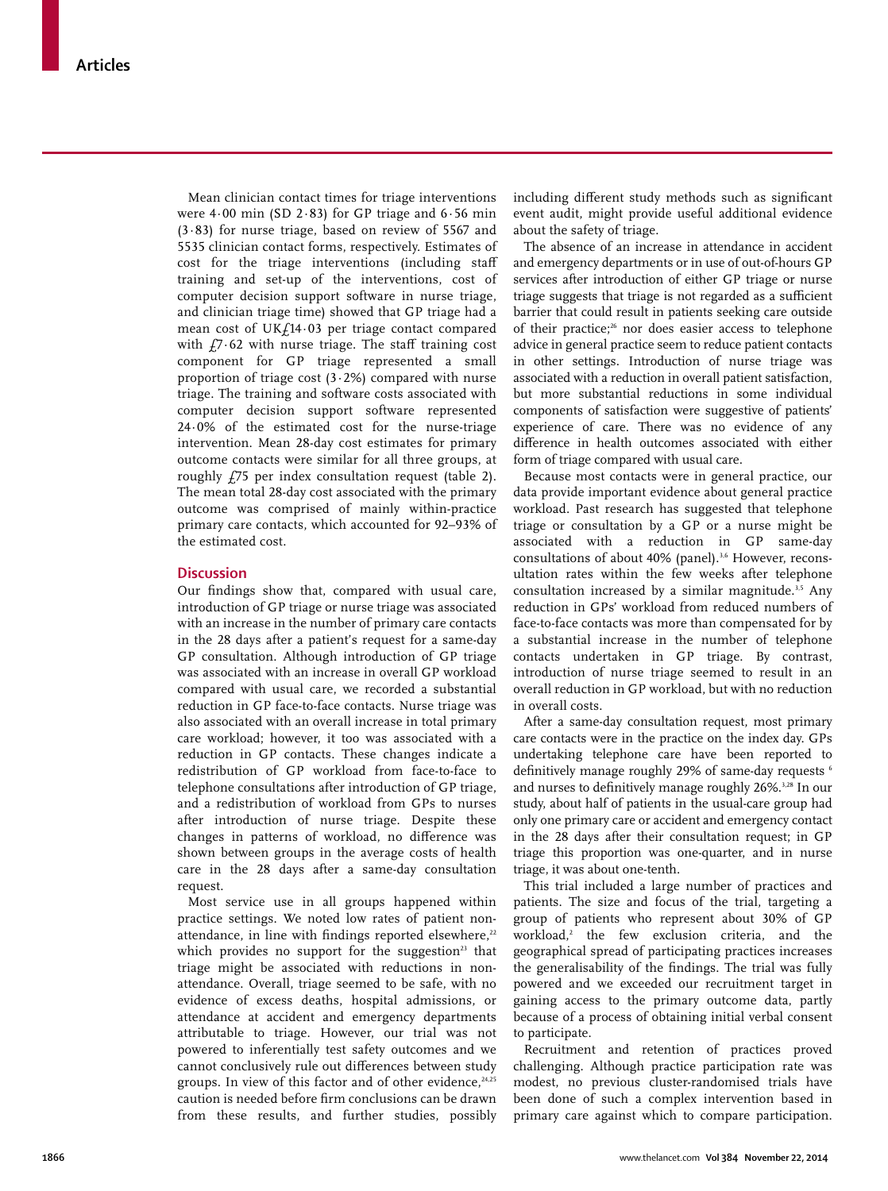Mean clinician contact times for triage interventions were 4·00 min (SD 2·83) for GP triage and 6·56 min (3·83) for nurse triage, based on review of 5567 and 5535 clinician contact forms, respectively. Estimates of cost for the triage interventions (including staff training and set-up of the interventions, cost of computer decision support software in nurse triage, and clinician triage time) showed that GP triage had a mean cost of UK£14·03 per triage contact compared with £7·62 with nurse triage. The staff training cost component for GP triage represented a small proportion of triage cost (3·2%) compared with nurse triage. The training and software costs associated with computer decision support software represented 24·0% of the estimated cost for the nurse-triage intervention. Mean 28-day cost estimates for primary outcome contacts were similar for all three groups, at roughly £75 per index consultation request (table 2). The mean total 28-day cost associated with the primary outcome was comprised of mainly within-practice primary care contacts, which accounted for 92–93% of the estimated cost.

## Discussion

Our findings show that, compared with usual care, introduction of GP triage or nurse triage was associated with an increase in the number of primary care contacts in the 28 days after a patient's request for a same-day GP consultation. Although introduction of GP triage was associated with an increase in overall GP workload compared with usual care, we recorded a substantial reduction in GP face-to-face contacts. Nurse triage was also associated with an overall increase in total primary care workload; however, it too was associated with a reduction in GP contacts. These changes indicate a redistribution of GP workload from face-to-face to telephone consultations after introduction of GP triage, and a redistribution of workload from GPs to nurses after introduction of nurse triage. Despite these changes in patterns of workload, no difference was shown between groups in the average costs of health care in the 28 days after a same-day consultation request.

Most service use in all groups happened within practice settings. We noted low rates of patient non-attendance, in line with findings reported elsewhere,[22] which provides no support for the suggestion[23] that triage might be associated with reductions in non-attendance. Overall, triage seemed to be safe, with no evidence of excess deaths, hospital admissions, or attendance at accident and emergency departments attributable to triage. However, our trial was not powered to inferentially test safety outcomes and we cannot conclusively rule out differences between study groups. In view of this factor and of other evidence,[24,25] caution is needed before firm conclusions can be drawn from these results, and further studies, possibly including different study methods such as significant event audit, might provide useful additional evidence about the safety of triage.

The absence of an increase in attendance in accident and emergency departments or in use of out-of-hours GP services after introduction of either GP triage or nurse triage suggests that triage is not regarded as a sufficient barrier that could result in patients seeking care outside of their practice;[26] nor does easier access to telephone advice in general practice seem to reduce patient contacts in other settings. Introduction of nurse triage was associated with a reduction in overall patient satisfaction, but more substantial reductions in some individual components of satisfaction were suggestive of patients' experience of care. There was no evidence of any difference in health outcomes associated with either form of triage compared with usual care.

Because most contacts were in general practice, our data provide important evidence about general practice workload. Past research has suggested that telephone triage or consultation by a GP or a nurse might be associated with a reduction in GP same-day consultations of about 40% (panel).[3,6] However, reconsultation rates within the few weeks after telephone consultation increased by a similar magnitude.[3,5] Any reduction in GPs' workload from reduced numbers of face-to-face contacts was more than compensated for by a substantial increase in the number of telephone contacts undertaken in GP triage. By contrast, introduction of nurse triage seemed to result in an overall reduction in GP workload, but with no reduction in overall costs.

After a same-day consultation request, most primary care contacts were in the practice on the index day. GPs undertaking telephone care have been reported to definitively manage roughly 29% of same-day requests [6] and nurses to definitively manage roughly 26%.[3,28] In our study, about half of patients in the usual-care group had only one primary care or accident and emergency contact in the 28 days after their consultation request; in GP triage this proportion was one-quarter, and in nurse triage, it was about one-tenth.

This trial included a large number of practices and patients. The size and focus of the trial, targeting a group of patients who represent about 30% of GP workload,[2] the few exclusion criteria, and the geographical spread of participating practices increases the generalisability of the findings. The trial was fully powered and we exceeded our recruitment target in gaining access to the primary outcome data, partly because of a process of obtaining initial verbal consent to participate.

Recruitment and retention of practices proved challenging. Although practice participation rate was modest, no previous cluster-randomised trials have been done of such a complex intervention based in primary care against which to compare participation.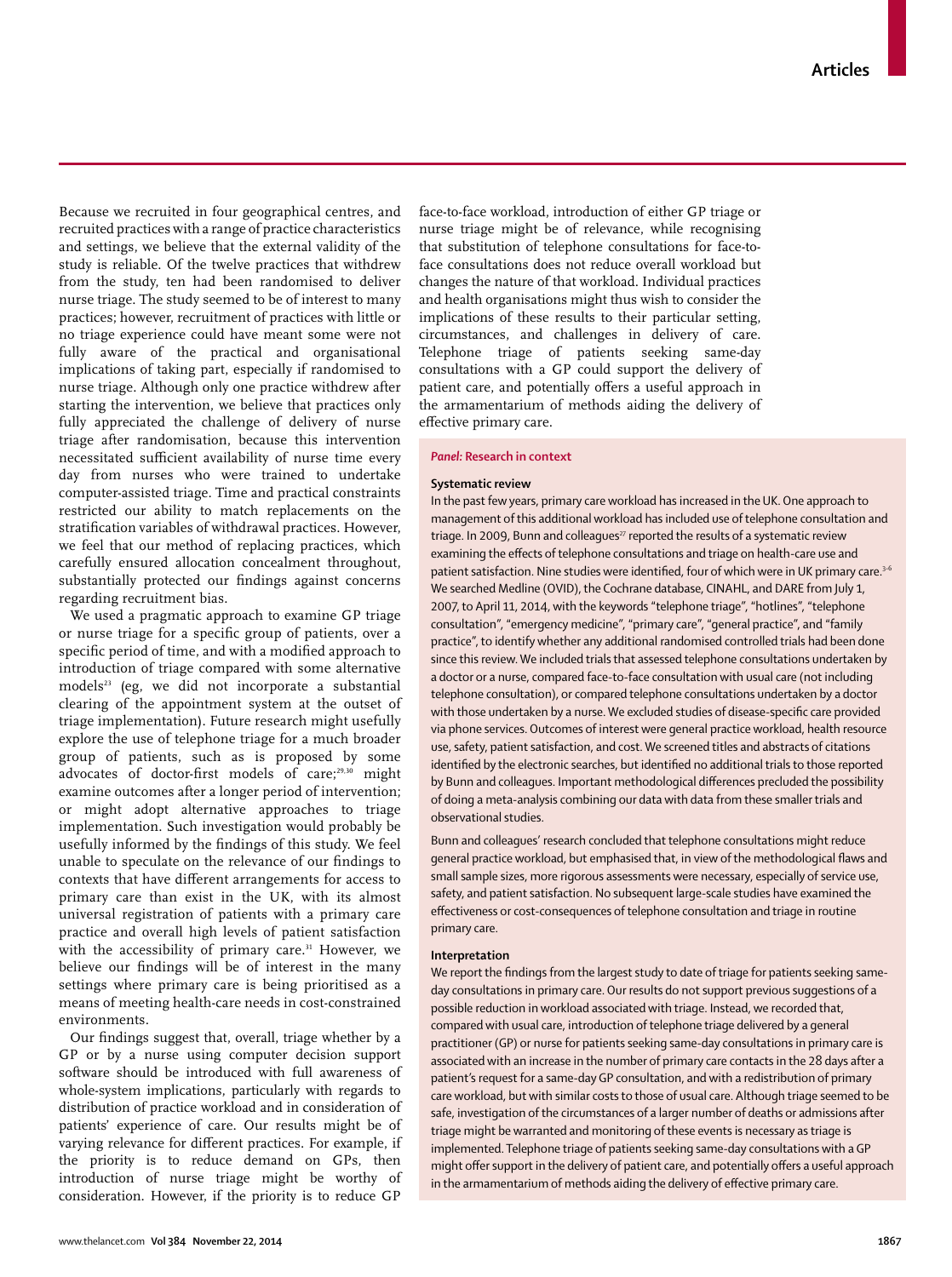Because we recruited in four geographical centres, and recruited practices with a range of practice characteristics and settings, we believe that the external validity of the study is reliable. Of the twelve practices that withdrew from the study, ten had been randomised to deliver nurse triage. The study seemed to be of interest to many practices; however, recruitment of practices with little or no triage experience could have meant some were not fully aware of the practical and organisational implications of taking part, especially if randomised to nurse triage. Although only one practice withdrew after starting the intervention, we believe that practices only fully appreciated the challenge of delivery of nurse triage after randomisation, because this intervention necessitated sufficient availability of nurse time every day from nurses who were trained to undertake computer-assisted triage. Time and practical constraints restricted our ability to match replacements on the stratification variables of withdrawal practices. However, we feel that our method of replacing practices, which carefully ensured allocation concealment throughout, substantially protected our findings against concerns regarding recruitment bias.

We used a pragmatic approach to examine GP triage or nurse triage for a specific group of patients, over a specific period of time, and with a modified approach to introduction of triage compared with some alternative models[23] (eg, we did not incorporate a substantial clearing of the appointment system at the outset of triage implementation). Future research might usefully explore the use of telephone triage for a much broader group of patients, such as is proposed by some advocates of doctor-first models of care;[29,30] might examine outcomes after a longer period of intervention; or might adopt alternative approaches to triage implementation. Such investigation would probably be usefully informed by the findings of this study. We feel unable to speculate on the relevance of our findings to contexts that have different arrangements for access to primary care than exist in the UK, with its almost universal registration of patients with a primary care practice and overall high levels of patient satisfaction with the accessibility of primary care.[31] However, we believe our findings will be of interest in the many settings where primary care is being prioritised as a means of meeting health-care needs in cost-constrained environments.

Our findings suggest that, overall, triage whether by a GP or by a nurse using computer decision support software should be introduced with full awareness of whole-system implications, particularly with regards to distribution of practice workload and in consideration of patients' experience of care. Our results might be of varying relevance for different practices. For example, if the priority is to reduce demand on GPs, then introduction of nurse triage might be worthy of consideration. However, if the priority is to reduce GP face-to-face workload, introduction of either GP triage or nurse triage might be of relevance, while recognising that substitution of telephone consultations for face-to-face consultations does not reduce overall workload but changes the nature of that workload. Individual practices and health organisations might thus wish to consider the implications of these results to their particular setting, circumstances, and challenges in delivery of care. Telephone triage of patients seeking same-day consultations with a GP could support the delivery of patient care, and potentially offers a useful approach in the armamentarium of methods aiding the delivery of effective primary care.

**Panel: Research in context**

**Systematic review**

In the past few years, primary care workload has increased in the UK. One approach to management of this additional workload has included use of telephone consultation and triage. In 2009, Bunn and colleagues[27] reported the results of a systematic review examining the effects of telephone consultations and triage on health-care use and patient satisfaction. Nine studies were identified, four of which were in UK primary care.[3–6] We searched Medline (OVID), the Cochrane database, CINAHL, and DARE from July 1, 2007, to April 11, 2014, with the keywords "telephone triage", "hotlines", "telephone consultation", "emergency medicine", "primary care", "general practice", and "family practice", to identify whether any additional randomised controlled trials had been done since this review. We included trials that assessed telephone consultations undertaken by a doctor or a nurse, compared face-to-face consultation with usual care (not including telephone consultation), or compared telephone consultations undertaken by a doctor with those undertaken by a nurse. We excluded studies of disease-specific care provided via phone services. Outcomes of interest were general practice workload, health resource use, safety, patient satisfaction, and cost. We screened titles and abstracts of citations identified by the electronic searches, but identified no additional trials to those reported by Bunn and colleagues. Important methodological differences precluded the possibility of doing a meta-analysis combining our data with data from these smaller trials and observational studies.

Bunn and colleagues' research concluded that telephone consultations might reduce general practice workload, but emphasised that, in view of the methodological flaws and small sample sizes, more rigorous assessments were necessary, especially of service use, safety, and patient satisfaction. No subsequent large-scale studies have examined the effectiveness or cost-consequences of telephone consultation and triage in routine primary care.

**Interpretation**

We report the findings from the largest study to date of triage for patients seeking same-day consultations in primary care. Our results do not support previous suggestions of a possible reduction in workload associated with triage. Instead, we recorded that, compared with usual care, introduction of telephone triage delivered by a general practitioner (GP) or nurse for patients seeking same-day consultations in primary care is associated with an increase in the number of primary care contacts in the 28 days after a patient's request for a same-day GP consultation, and with a redistribution of primary care workload, but with similar costs to those of usual care. Although triage seemed to be safe, investigation of the circumstances of a larger number of deaths or admissions after triage might be warranted and monitoring of these events is necessary as triage is implemented. Telephone triage of patients seeking same-day consultations with a GP might offer support in the delivery of patient care, and potentially offers a useful approach in the armamentarium of methods aiding the delivery of effective primary care.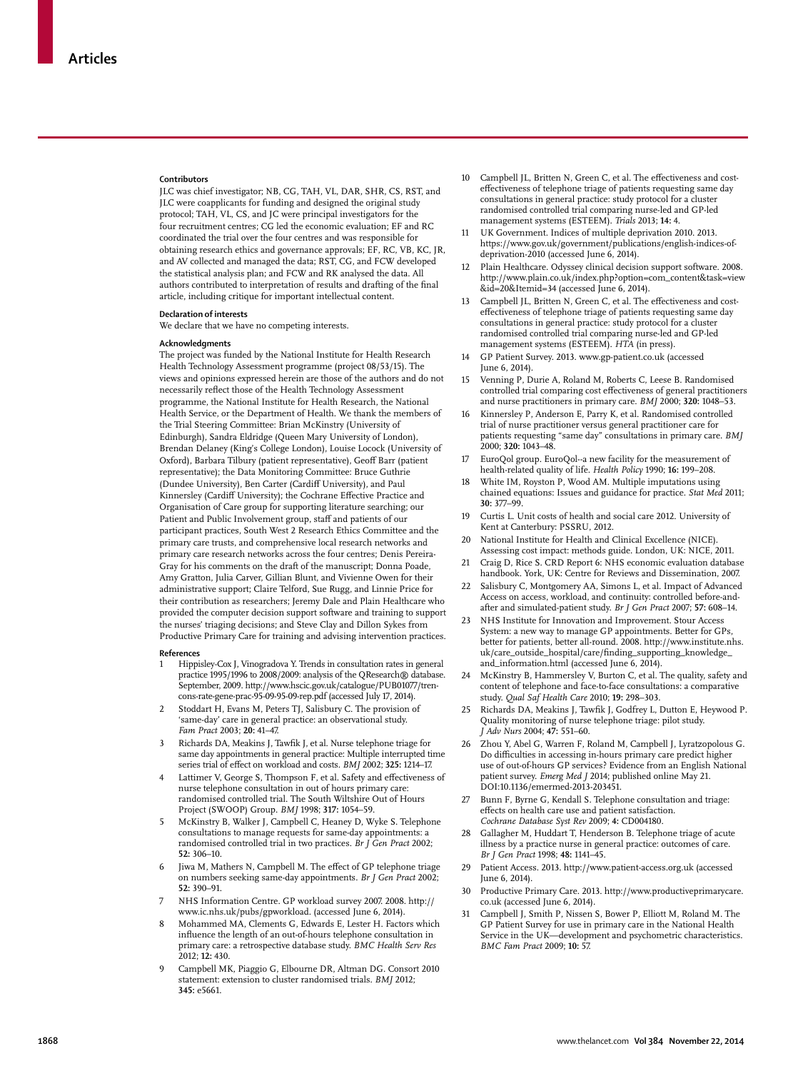#### Contributors

JLC was chief investigator; NB, CG, TAH, VL, DAR, SHR, CS, RST, and JLC were coapplicants for funding and designed the original study protocol; TAH, VL, CS, and JC were principal investigators for the four recruitment centres; CG led the economic evaluation; EF and RC coordinated the trial over the four centres and was responsible for obtaining research ethics and governance approvals; EF, RC, VB, KC, JR, and AV collected and managed the data; RST, CG, and FCW developed the statistical analysis plan; and FCW and RK analysed the data. All authors contributed to interpretation of results and drafting of the final article, including critique for important intellectual content.

#### Declaration of interests

We declare that we have no competing interests.

#### Acknowledgments

The project was funded by the National Institute for Health Research Health Technology Assessment programme (project 08/53/15). The views and opinions expressed herein are those of the authors and do not necessarily reflect those of the Health Technology Assessment programme, the National Institute for Health Research, the National Health Service, or the Department of Health. We thank the members of the Trial Steering Committee: Brian McKinstry (University of Edinburgh), Sandra Eldridge (Queen Mary University of London), Brendan Delaney (King's College London), Louise Locock (University of Oxford), Barbara Tilbury (patient representative), Geoff Barr (patient representative); the Data Monitoring Committee: Bruce Guthrie (Dundee University), Ben Carter (Cardiff University), and Paul Kinnersley (Cardiff University); the Cochrane Effective Practice and Organisation of Care group for supporting literature searching; our Patient and Public Involvement group, staff and patients of our participant practices, South West 2 Research Ethics Committee and the primary care trusts, and comprehensive local research networks and primary care research networks across the four centres; Denis Pereira-Gray for his comments on the draft of the manuscript; Donna Poade, Amy Gratton, Julia Carver, Gillian Blunt, and Vivienne Owen for their administrative support; Claire Telford, Sue Rugg, and Linnie Price for their contribution as researchers; Jeremy Dale and Plain Healthcare who provided the computer decision support software and training to support the nurses' triaging decisions; and Steve Clay and Dillon Sykes from Productive Primary Care for training and advising intervention practices.

#### References

1. Hippisley-Cox J, Vinogradova Y. Trends in consultation rates in general practice 1995/1996 to 2008/2009: analysis of the QResearch® database. September, 2009. http://www.hscic.gov.uk/catalogue/PUB01077/trencons-rate-gene-prac-95-09-95-09-rep.pdf (accessed July 17, 2014).
2. Stoddart H, Evans M, Peters TJ, Salisbury C. The provision of 'same-day' care in general practice: an observational study. *Fam Pract* 2003; **20:** 41–47.
3. Richards DA, Meakins J, Tawfik J, et al. Nurse telephone triage for same day appointments in general practice: Multiple interrupted time series trial of effect on workload and costs. *BMJ* 2002; **325:** 1214–17.
4. Lattimer V, George S, Thompson F, et al. Safety and effectiveness of nurse telephone consultation in out of hours primary care: randomised controlled trial. The South Wiltshire Out of Hours Project (SWOOP) Group. *BMJ* 1998; **317:** 1054–59.
5. McKinstry B, Walker J, Campbell C, Heaney D, Wyke S. Telephone consultations to manage requests for same-day appointments: a randomised controlled trial in two practices. *Br J Gen Pract* 2002; **52:** 306–10.
6. Jiwa M, Mathers N, Campbell M. The effect of GP telephone triage on numbers seeking same-day appointments. *Br J Gen Pract* 2002; **52:** 390–91.
7. NHS Information Centre. GP workload survey 2007. 2008. http://www.ic.nhs.uk/pubs/gpworkload. (accessed June 6, 2014).
8. Mohammed MA, Clements G, Edwards E, Lester H. Factors which influence the length of an out-of-hours telephone consultation in primary care: a retrospective database study. *BMC Health Serv Res* 2012; **12:** 430.
9. Campbell MK, Piaggio G, Elbourne DR, Altman DG. Consort 2010 statement: extension to cluster randomised trials. *BMJ* 2012; **345:** e5661.
10. Campbell JL, Britten N, Green C, et al. The effectiveness and cost-effectiveness of telephone triage of patients requesting same day consultations in general practice: study protocol for a cluster randomised controlled trial comparing nurse-led and GP-led management systems (ESTEEM). *Trials* 2013; **14:** 4.
11. UK Government. Indices of multiple deprivation 2010. 2013. https://www.gov.uk/government/publications/english-indices-of-deprivation-2010 (accessed June 6, 2014).
12. Plain Healthcare. Odyssey clinical decision support software. 2008. http://www.plain.co.uk/index.php?option=com_content&task=view&id=20&Itemid=34 (accessed June 6, 2014).
13. Campbell JL, Britten N, Green C, et al. The effectiveness and cost-effectiveness of telephone triage of patients requesting same day consultations in general practice: study protocol for a cluster randomised controlled trial comparing nurse-led and GP-led management systems (ESTEEM). *HTA* (in press).
14. GP Patient Survey. 2013. www.gp-patient.co.uk (accessed June 6, 2014).
15. Venning P, Durie A, Roland M, Roberts C, Leese B. Randomised controlled trial comparing cost effectiveness of general practitioners and nurse practitioners in primary care. *BMJ* 2000; **320:** 1048–53.
16. Kinnersley P, Anderson E, Parry K, et al. Randomised controlled trial of nurse practitioner versus general practitioner care for patients requesting "same day" consultations in primary care. *BMJ* 2000; **320:** 1043–48.
17. EuroQol group. EuroQol--a new facility for the measurement of health-related quality of life. *Health Policy* 1990; **16:** 199–208.
18. White IR, Royston P, Wood AM. Multiple imputations using chained equations: Issues and guidance for practice. *Stat Med* 2011; **30:** 377–99.
19. Curtis L. Unit costs of health and social care 2012. University of Kent at Canterbury: PSSRU, 2012.
20. National Institute for Health and Clinical Excellence (NICE). Assessing cost impact: methods guide. London, UK: NICE, 2011.
21. Craig D, Rice S. CRD Report 6: NHS economic evaluation database handbook. York, UK: Centre for Reviews and Dissemination, 2007.
22. Salisbury C, Montgomery AA, Simons L, et al. Impact of Advanced Access on access, workload, and continuity: controlled before-and-after and simulated-patient study. *Br J Gen Pract* 2007; **57:** 608–14.
23. NHS Institute for Innovation and Improvement. Stour Access System: a new way to manage GP appointments. Better for GPs, better for patients, better all-round. 2008. http://www.institute.nhs.uk/care_outside_hospital/care/finding_supporting_knowledge_and_information.html (accessed June 6, 2014).
24. McKinstry B, Hammersley V, Burton C, et al. The quality, safety and content of telephone and face-to-face consultations: a comparative study. *Qual Saf Health Care* 2010; **19:** 298–303.
25. Richards DA, Meakins J, Tawfik J, Godfrey L, Dutton E, Heywood P. Quality monitoring of nurse telephone triage: pilot study. *J Adv Nurs* 2004; **47:** 551–60.
26. Zhou Y, Abel G, Warren F, Roland M, Campbell J, Lyratzopolous G. Do difficulties in accessing in-hours primary care predict higher use of out-of-hours GP services? Evidence from an English National patient survey. *Emerg Med J* 2014; published online May 21. DOI:10.1136/emermed-2013-203451.
27. Bunn F, Byrne G, Kendall S. Telephone consultation and triage: effects on health care use and patient satisfaction. *Cochrane Database Syst Rev* 2009; **4:** CD004180.
28. Gallagher M, Huddart T, Henderson B. Telephone triage of acute illness by a practice nurse in general practice: outcomes of care. *Br J Gen Pract* 1998; **48:** 1141–45.
29. Patient Access. 2013. http://www.patient-access.org.uk (accessed June 6, 2014).
30. Productive Primary Care. 2013. http://www.productiveprimarycare.co.uk (accessed June 6, 2014).
31. Campbell J, Smith P, Nissen S, Bower P, Elliott M, Roland M. The GP Patient Survey for use in primary care in the National Health Service in the UK—development and psychometric characteristics. *BMC Fam Pract* 2009; **10:** 57.